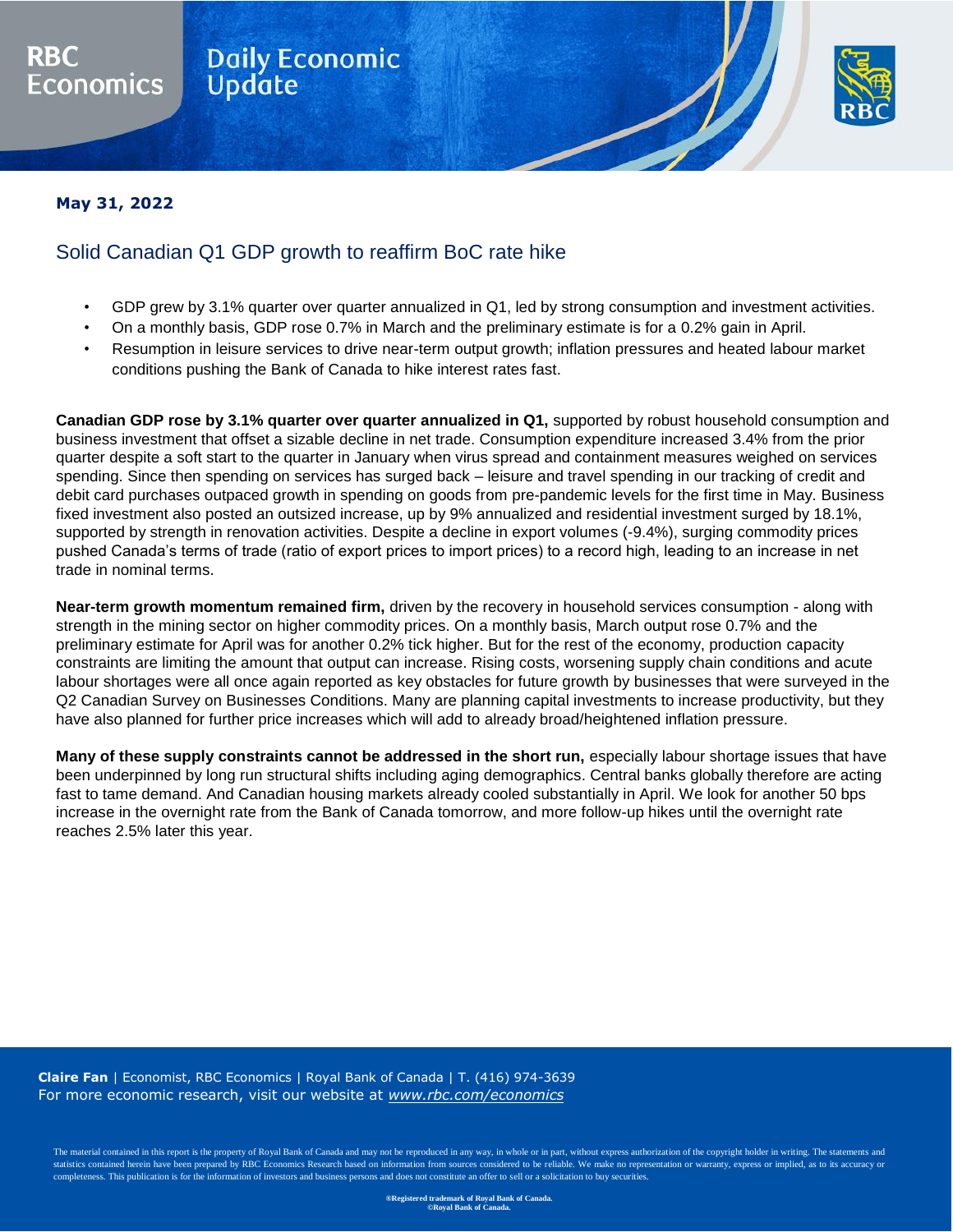RBC Economics

Daily Economic Update

**May 31, 2022**

## Solid Canadian Q1 GDP growth to reaffirm BoC rate hike

- GDP grew by 3.1% quarter over quarter annualized in Q1, led by strong consumption and investment activities.
- On a monthly basis, GDP rose 0.7% in March and the preliminary estimate is for a 0.2% gain in April.
- Resumption in leisure services to drive near-term output growth; inflation pressures and heated labour market conditions pushing the Bank of Canada to hike interest rates fast.

**Canadian GDP rose by 3.1% quarter over quarter annualized in Q1,** supported by robust household consumption and business investment that offset a sizable decline in net trade. Consumption expenditure increased 3.4% from the prior quarter despite a soft start to the quarter in January when virus spread and containment measures weighed on services spending. Since then spending on services has surged back – leisure and travel spending in our tracking of credit and debit card purchases outpaced growth in spending on goods from pre-pandemic levels for the first time in May. Business fixed investment also posted an outsized increase, up by 9% annualized and residential investment surged by 18.1%, supported by strength in renovation activities. Despite a decline in export volumes (-9.4%), surging commodity prices pushed Canada's terms of trade (ratio of export prices to import prices) to a record high, leading to an increase in net trade in nominal terms.

**Near-term growth momentum remained firm,** driven by the recovery in household services consumption - along with strength in the mining sector on higher commodity prices. On a monthly basis, March output rose 0.7% and the preliminary estimate for April was for another 0.2% tick higher. But for the rest of the economy, production capacity constraints are limiting the amount that output can increase. Rising costs, worsening supply chain conditions and acute labour shortages were all once again reported as key obstacles for future growth by businesses that were surveyed in the Q2 Canadian Survey on Businesses Conditions. Many are planning capital investments to increase productivity, but they have also planned for further price increases which will add to already broad/heightened inflation pressure.

**Many of these supply constraints cannot be addressed in the short run,** especially labour shortage issues that have been underpinned by long run structural shifts including aging demographics. Central banks globally therefore are acting fast to tame demand. And Canadian housing markets already cooled substantially in April. We look for another 50 bps increase in the overnight rate from the Bank of Canada tomorrow, and more follow-up hikes until the overnight rate reaches 2.5% later this year.

**Claire Fan** | Economist, RBC Economics | Royal Bank of Canada | T. (416) 974-3639
For more economic research, visit our website at *www.rbc.com/economics*

The material contained in this report is the property of Royal Bank of Canada and may not be reproduced in any way, in whole or in part, without express authorization of the copyright holder in writing. The statements and statistics contained herein have been prepared by RBC Economics Research based on information from sources considered to be reliable. We make no representation or warranty, express or implied, as to its accuracy or completeness. This publication is for the information of investors and business persons and does not constitute an offer to sell or a solicitation to buy securities.

®Registered trademark of Royal Bank of Canada.
©Royal Bank of Canada.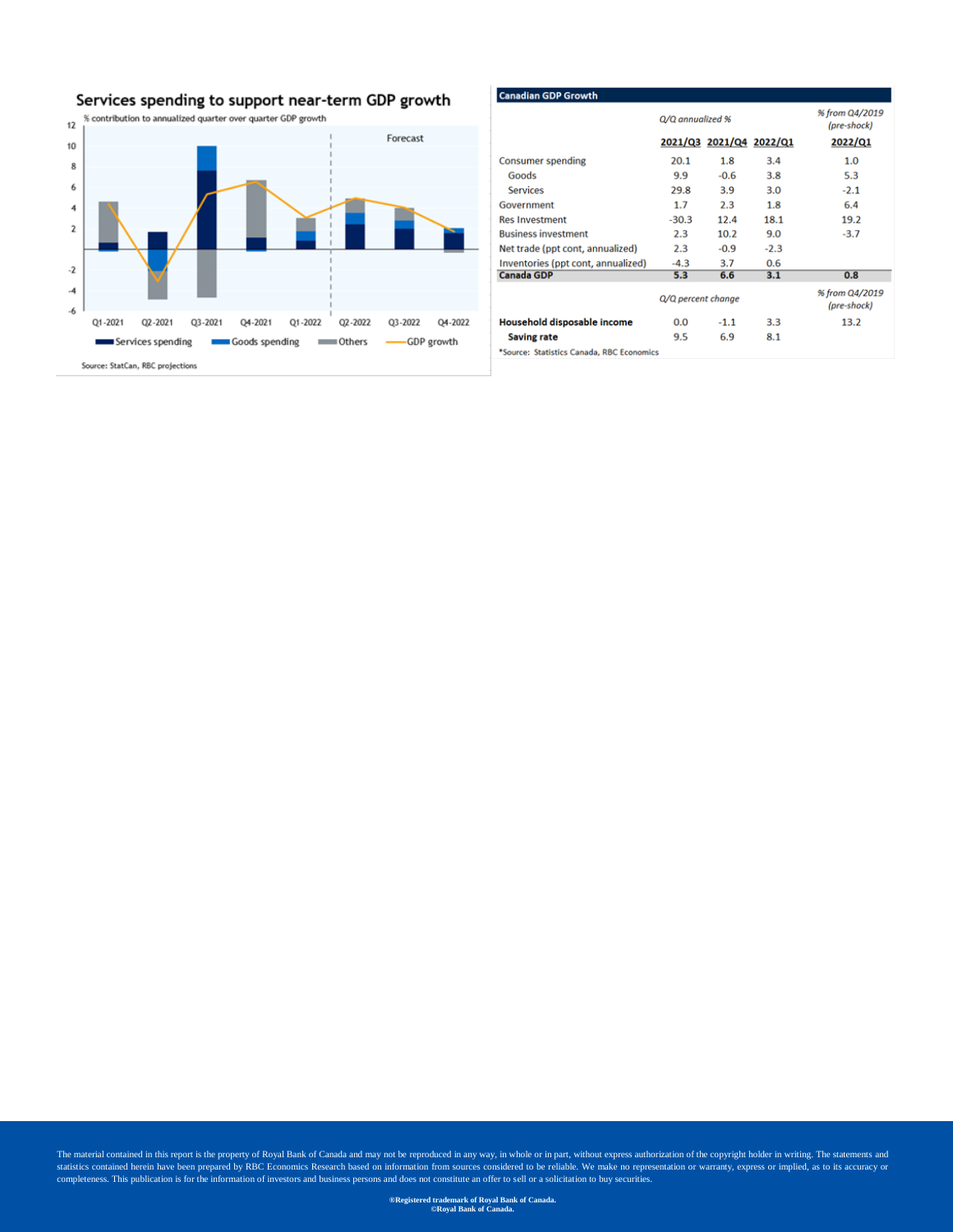## Services spending to support near-term GDP growth

% contribution to annualized quarter over quarter GDP growth

12
10
8
6
4
2
-2
-4
-6

Forecast

Q1-2021 Q2-2021 Q3-2021 Q4-2021 Q1-2022 Q2-2022 Q3-2022 Q4-2022

Services spending Goods spending Others GDP growth

Source: StatCan, RBC projections

**Canadian GDP Growth**

| | Q/Q annualized % | | | % from Q4/2019 (pre-shock) |
|---|---|---|---|---|
| | 2021/Q3 | 2021/Q4 | 2022/Q1 | 2022/Q1 |
| Consumer spending | 20.1 | 1.8 | 3.4 | 1.0 |
| Goods | 9.9 | -0.6 | 3.8 | 5.3 |
| Services | 29.8 | 3.9 | 3.0 | -2.1 |
| Government | 1.7 | 2.3 | 1.8 | 6.4 |
| Res Investment | -30.3 | 12.4 | 18.1 | 19.2 |
| Business investment | 2.3 | 10.2 | 9.0 | -3.7 |
| Net trade (ppt cont, annualized) | 2.3 | -0.9 | -2.3 | |
| Inventories (ppt cont, annualized) | -4.3 | 3.7 | 0.6 | |
| **Canada GDP** | **5.3** | **6.6** | **3.1** | **0.8** |
| | Q/Q percent change | | | % from Q4/2019 (pre-shock) |
| **Household disposable income** | 0.0 | -1.1 | 3.3 | 13.2 |
| **Saving rate** | 9.5 | 6.9 | 8.1 | |

*Source: Statistics Canada, RBC Economics

The material contained in this report is the property of Royal Bank of Canada and may not be reproduced in any way, in whole or in part, without express authorization of the copyright holder in writing. The statements and statistics contained herein have been prepared by RBC Economics Research based on information from sources considered to be reliable. We make no representation or warranty, express or implied, as to its accuracy or completeness. This publication is for the information of investors and business persons and does not constitute an offer to sell or a solicitation to buy securities.

**®Registered trademark of Royal Bank of Canada.**
**©Royal Bank of Canada.**